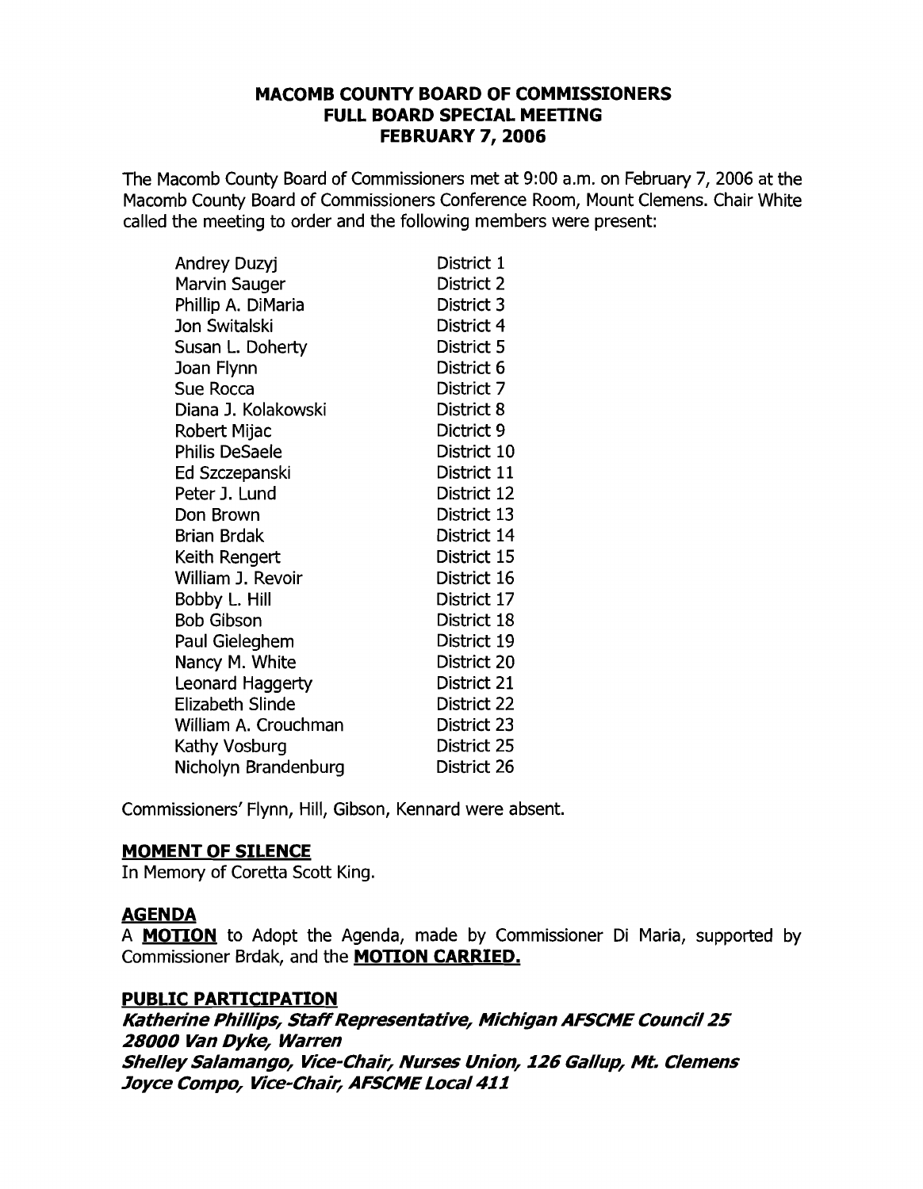# MACOMB COUNTY BOARD OF COMMISSIONERS
## FULL BOARD SPECIAL MEETING
## FEBRUARY 7, 2006

The Macomb County Board of Commissioners met at 9:00 a.m. on February 7, 2006 at the Macomb County Board of Commissioners Conference Room, Mount Clemens. Chair White called the meeting to order and the following members were present:

| | |
|---|---|
| Andrey Duzyj | District 1 |
| Marvin Sauger | District 2 |
| Phillip A. DiMaria | District 3 |
| Jon Switalski | District 4 |
| Susan L. Doherty | District 5 |
| Joan Flynn | District 6 |
| Sue Rocca | District 7 |
| Diana J. Kolakowski | District 8 |
| Robert Mijac | Dictrict 9 |
| Philis DeSaele | District 10 |
| Ed Szczepanski | District 11 |
| Peter J. Lund | District 12 |
| Don Brown | District 13 |
| Brian Brdak | District 14 |
| Keith Rengert | District 15 |
| William J. Revoir | District 16 |
| Bobby L. Hill | District 17 |
| Bob Gibson | District 18 |
| Paul Gieleghem | District 19 |
| Nancy M. White | District 20 |
| Leonard Haggerty | District 21 |
| Elizabeth Slinde | District 22 |
| William A. Crouchman | District 23 |
| Kathy Vosburg | District 25 |
| Nicholyn Brandenburg | District 26 |

Commissioners' Flynn, Hill, Gibson, Kennard were absent.

**MOMENT OF SILENCE**

In Memory of Coretta Scott King.

**AGENDA**

A **MOTION** to Adopt the Agenda, made by Commissioner Di Maria, supported by Commissioner Brdak, and the **MOTION CARRIED.**

**PUBLIC PARTICIPATION**

***Katherine Phillips, Staff Representative, Michigan AFSCME Council 25***
***28000 Van Dyke, Warren***
***Shelley Salamango, Vice-Chair, Nurses Union, 126 Gallup, Mt. Clemens***
***Joyce Compo, Vice-Chair, AFSCME Local 411***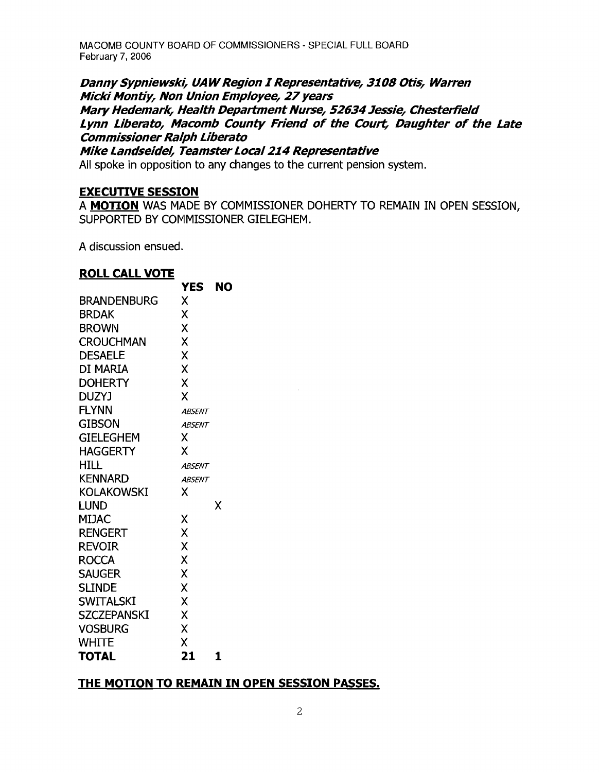***Danny Sypniewski, UAW Region I Representative, 3108 Otis, Warren***
***Micki Montiy, Non Union Employee, 27 years***
***Mary Hedemark, Health Department Nurse, 52634 Jessie, Chesterfield***
***Lynn Liberato, Macomb County Friend of the Court, Daughter of the Late Commissioner Ralph Liberato***
***Mike Landseidel, Teamster Local 214 Representative***

All spoke in opposition to any changes to the current pension system.

## EXECUTIVE SESSION

A **MOTION** WAS MADE BY COMMISSIONER DOHERTY TO REMAIN IN OPEN SESSION, SUPPORTED BY COMMISSIONER GIELEGHEM.

A discussion ensued.

**ROLL CALL VOTE**

| | YES | NO |
|---|---|---|
| BRANDENBURG | X | |
| BRDAK | X | |
| BROWN | X | |
| CROUCHMAN | X | |
| DESAELE | X | |
| DI MARIA | X | |
| DOHERTY | X | |
| DUZYJ | X | |
| FLYNN | *ABSENT* | |
| GIBSON | *ABSENT* | |
| GIELEGHEM | X | |
| HAGGERTY | X | |
| HILL | *ABSENT* | |
| KENNARD | *ABSENT* | |
| KOLAKOWSKI | X | |
| LUND | | X |
| MIJAC | X | |
| RENGERT | X | |
| REVOIR | X | |
| ROCCA | X | |
| SAUGER | X | |
| SLINDE | X | |
| SWITALSKI | X | |
| SZCZEPANSKI | X | |
| VOSBURG | X | |
| WHITE | X | |
| **TOTAL** | **21** | **1** |

**THE MOTION TO REMAIN IN OPEN SESSION PASSES.**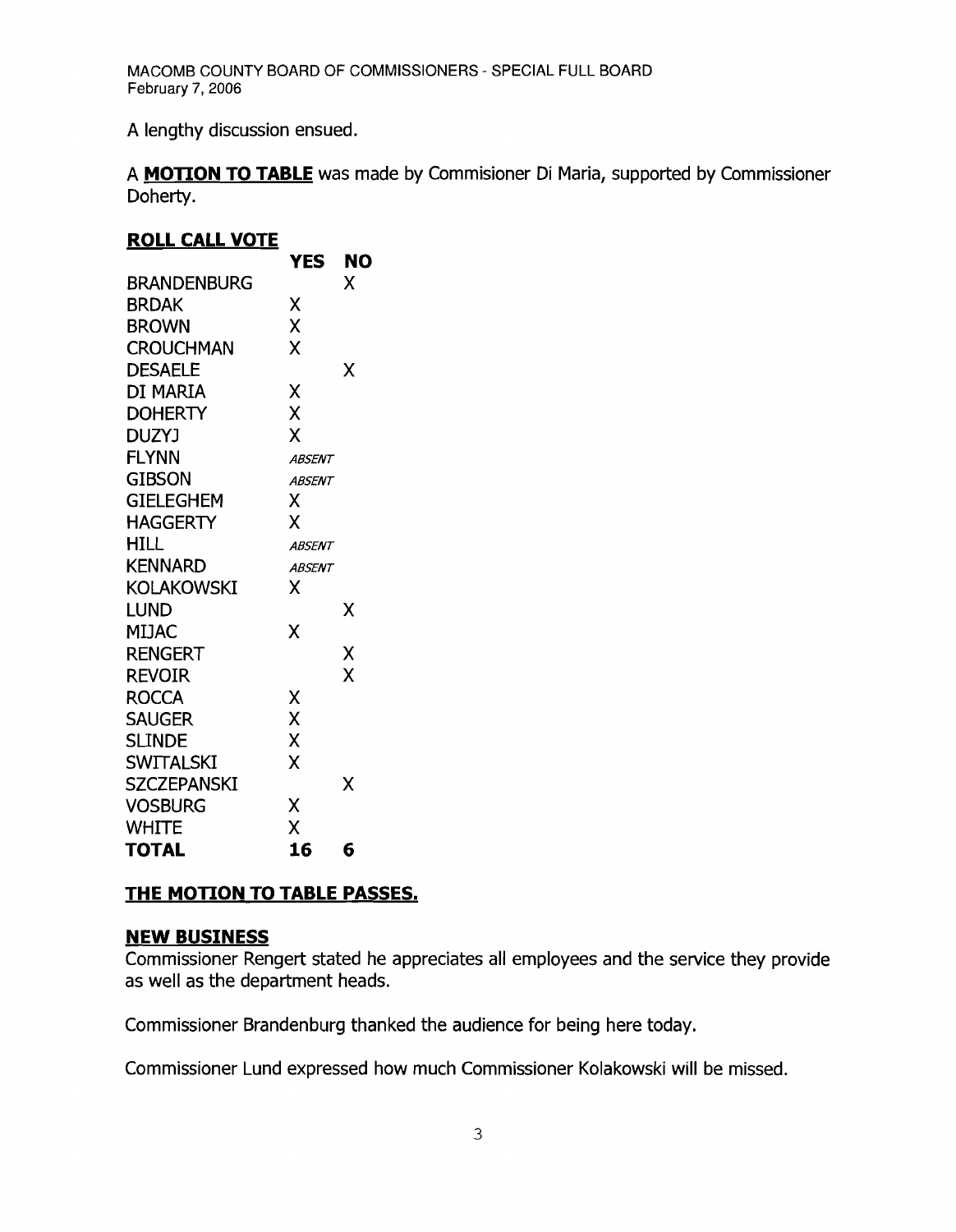A lengthy discussion ensued.

A **MOTION TO TABLE** was made by Commisioner Di Maria, supported by Commissioner Doherty.

**ROLL CALL VOTE**

| | YES | NO |
|---|---|---|
| BRANDENBURG | | X |
| BRDAK | X | |
| BROWN | X | |
| CROUCHMAN | X | |
| DESAELE | | X |
| DI MARIA | X | |
| DOHERTY | X | |
| DUZYJ | X | |
| FLYNN | *ABSENT* | |
| GIBSON | *ABSENT* | |
| GIELEGHEM | X | |
| HAGGERTY | X | |
| HILL | *ABSENT* | |
| KENNARD | *ABSENT* | |
| KOLAKOWSKI | X | |
| LUND | | X |
| MIJAC | X | |
| RENGERT | | X |
| REVOIR | | X |
| ROCCA | X | |
| SAUGER | X | |
| SLINDE | X | |
| SWITALSKI | X | |
| SZCZEPANSKI | | X |
| VOSBURG | X | |
| WHITE | X | |
| **TOTAL** | **16** | **6** |

**THE MOTION TO TABLE PASSES.**

**NEW BUSINESS**

Commissioner Rengert stated he appreciates all employees and the service they provide as well as the department heads.

Commissioner Brandenburg thanked the audience for being here today.

Commissioner Lund expressed how much Commissioner Kolakowski will be missed.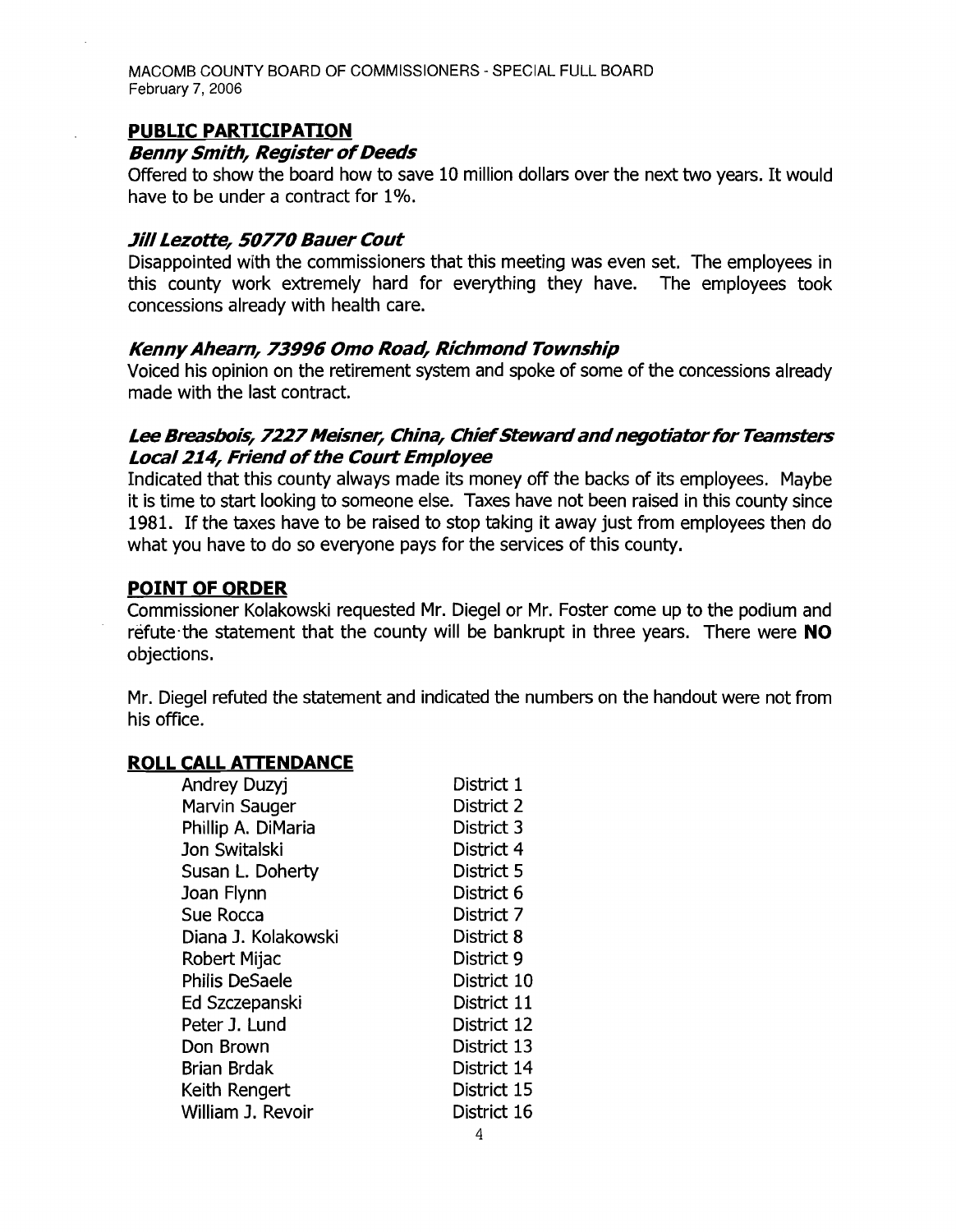## PUBLIC PARTICIPATION

***Benny Smith, Register of Deeds***

Offered to show the board how to save 10 million dollars over the next two years. It would have to be under a contract for 1%.

***Jill Lezotte, 50770 Bauer Cout***

Disappointed with the commissioners that this meeting was even set. The employees in this county work extremely hard for everything they have. The employees took concessions already with health care.

***Kenny Ahearn, 73996 Omo Road, Richmond Township***

Voiced his opinion on the retirement system and spoke of some of the concessions already made with the last contract.

***Lee Breasbois, 7227 Meisner, China, Chief Steward and negotiator for Teamsters Local 214, Friend of the Court Employee***

Indicated that this county always made its money off the backs of its employees. Maybe it is time to start looking to someone else. Taxes have not been raised in this county since 1981. If the taxes have to be raised to stop taking it away just from employees then do what you have to do so everyone pays for the services of this county.

## POINT OF ORDER

Commissioner Kolakowski requested Mr. Diegel or Mr. Foster come up to the podium and refute the statement that the county will be bankrupt in three years. There were **NO** objections.

Mr. Diegel refuted the statement and indicated the numbers on the handout were not from his office.

## ROLL CALL ATTENDANCE

| | |
|---|---|
| Andrey Duzyj | District 1 |
| Marvin Sauger | District 2 |
| Phillip A. DiMaria | District 3 |
| Jon Switalski | District 4 |
| Susan L. Doherty | District 5 |
| Joan Flynn | District 6 |
| Sue Rocca | District 7 |
| Diana J. Kolakowski | District 8 |
| Robert Mijac | District 9 |
| Philis DeSaele | District 10 |
| Ed Szczepanski | District 11 |
| Peter J. Lund | District 12 |
| Don Brown | District 13 |
| Brian Brdak | District 14 |
| Keith Rengert | District 15 |
| William J. Revoir | District 16 |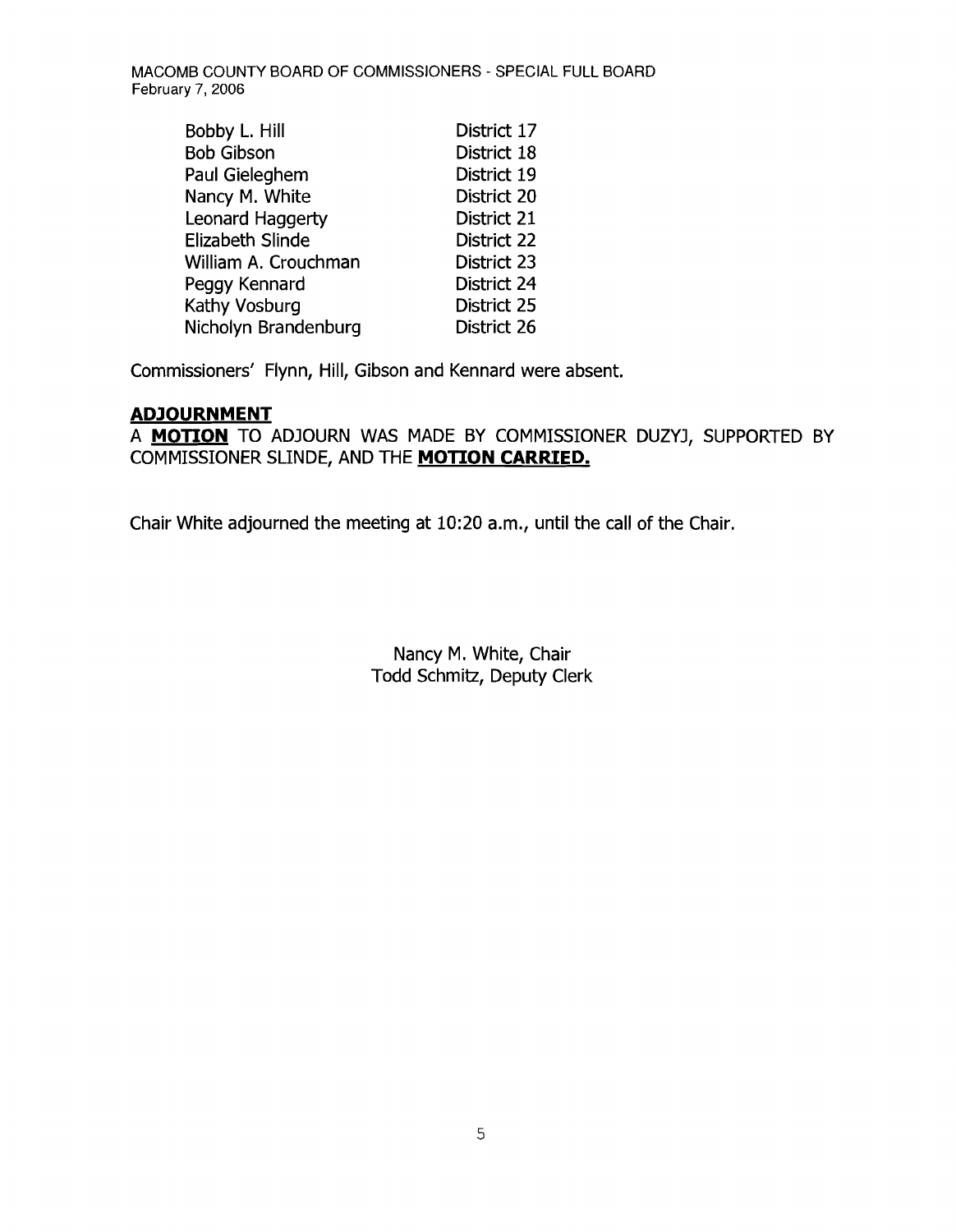| | |
|---|---|
| Bobby L. Hill | District 17 |
| Bob Gibson | District 18 |
| Paul Gieleghem | District 19 |
| Nancy M. White | District 20 |
| Leonard Haggerty | District 21 |
| Elizabeth Slinde | District 22 |
| William A. Crouchman | District 23 |
| Peggy Kennard | District 24 |
| Kathy Vosburg | District 25 |
| Nicholyn Brandenburg | District 26 |

Commissioners' Flynn, Hill, Gibson and Kennard were absent.

**ADJOURNMENT**

A **MOTION** TO ADJOURN WAS MADE BY COMMISSIONER DUZYJ, SUPPORTED BY COMMISSIONER SLINDE, AND THE **MOTION CARRIED.**

Chair White adjourned the meeting at 10:20 a.m., until the call of the Chair.

Nancy M. White, Chair
Todd Schmitz, Deputy Clerk